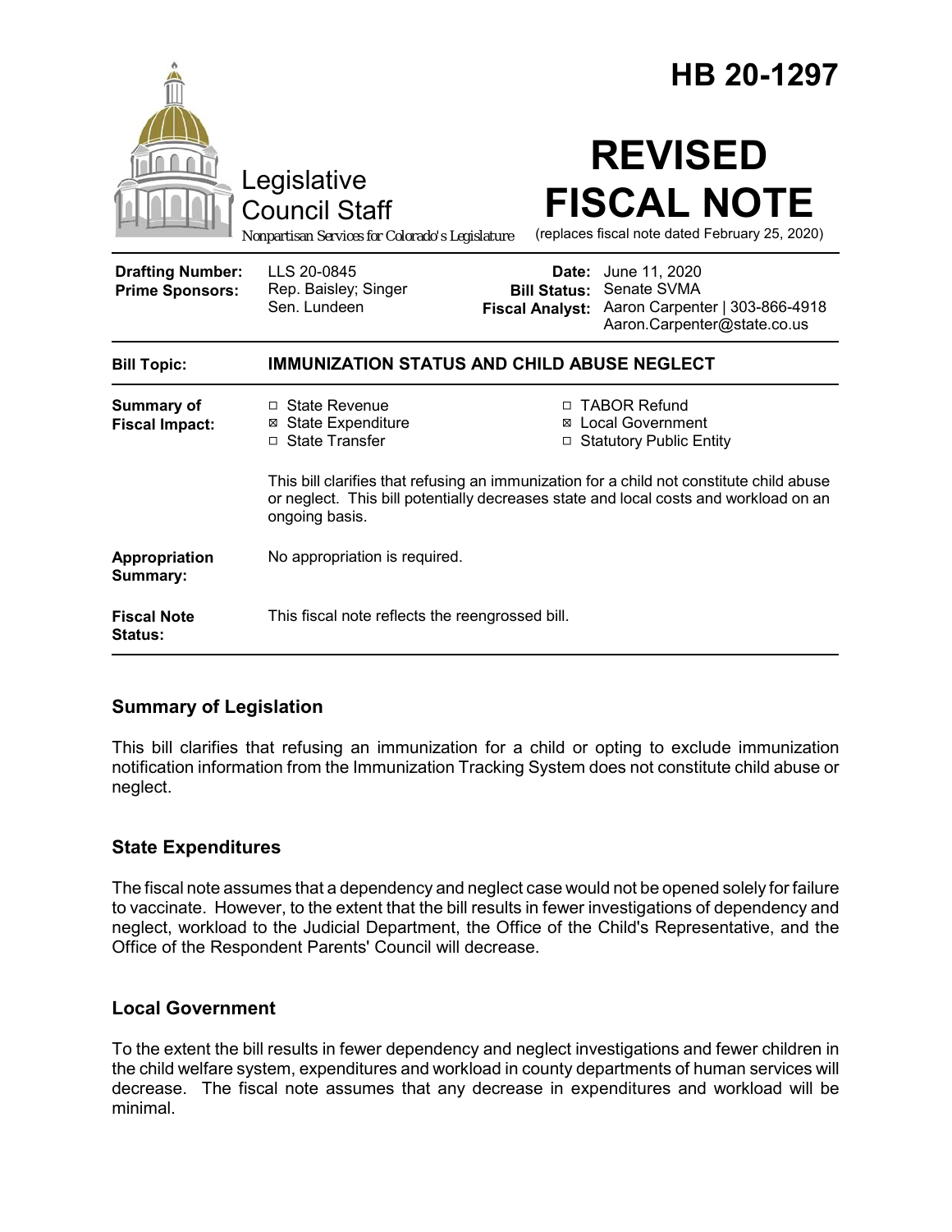# HB 20-1297

Legislative Council Staff

*Nonpartisan Services for Colorado's Legislature*

# REVISED FISCAL NOTE

(replaces fiscal note dated February 25, 2020)

| | | | |
|---|---|---|---|
| **Drafting Number:** | LLS 20-0845 | **Date:** | June 11, 2020 |
| **Prime Sponsors:** | Rep. Baisley; Singer<br>Sen. Lundeen | **Bill Status:** | Senate SVMA |
| | | **Fiscal Analyst:** | Aaron Carpenter \| 303-866-4918<br>Aaron.Carpenter@state.co.us |

**Bill Topic:** **IMMUNIZATION STATUS AND CHILD ABUSE NEGLECT**

**Summary of Fiscal Impact:**

- ☐ State Revenue
- ☒ State Expenditure
- ☐ State Transfer
- ☐ TABOR Refund
- ☒ Local Government
- ☐ Statutory Public Entity

This bill clarifies that refusing an immunization for a child not constitute child abuse or neglect. This bill potentially decreases state and local costs and workload on an ongoing basis.

**Appropriation Summary:** No appropriation is required.

**Fiscal Note Status:** This fiscal note reflects the reengrossed bill.

## Summary of Legislation

This bill clarifies that refusing an immunization for a child or opting to exclude immunization notification information from the Immunization Tracking System does not constitute child abuse or neglect.

## State Expenditures

The fiscal note assumes that a dependency and neglect case would not be opened solely for failure to vaccinate. However, to the extent that the bill results in fewer investigations of dependency and neglect, workload to the Judicial Department, the Office of the Child's Representative, and the Office of the Respondent Parents' Council will decrease.

## Local Government

To the extent the bill results in fewer dependency and neglect investigations and fewer children in the child welfare system, expenditures and workload in county departments of human services will decrease. The fiscal note assumes that any decrease in expenditures and workload will be minimal.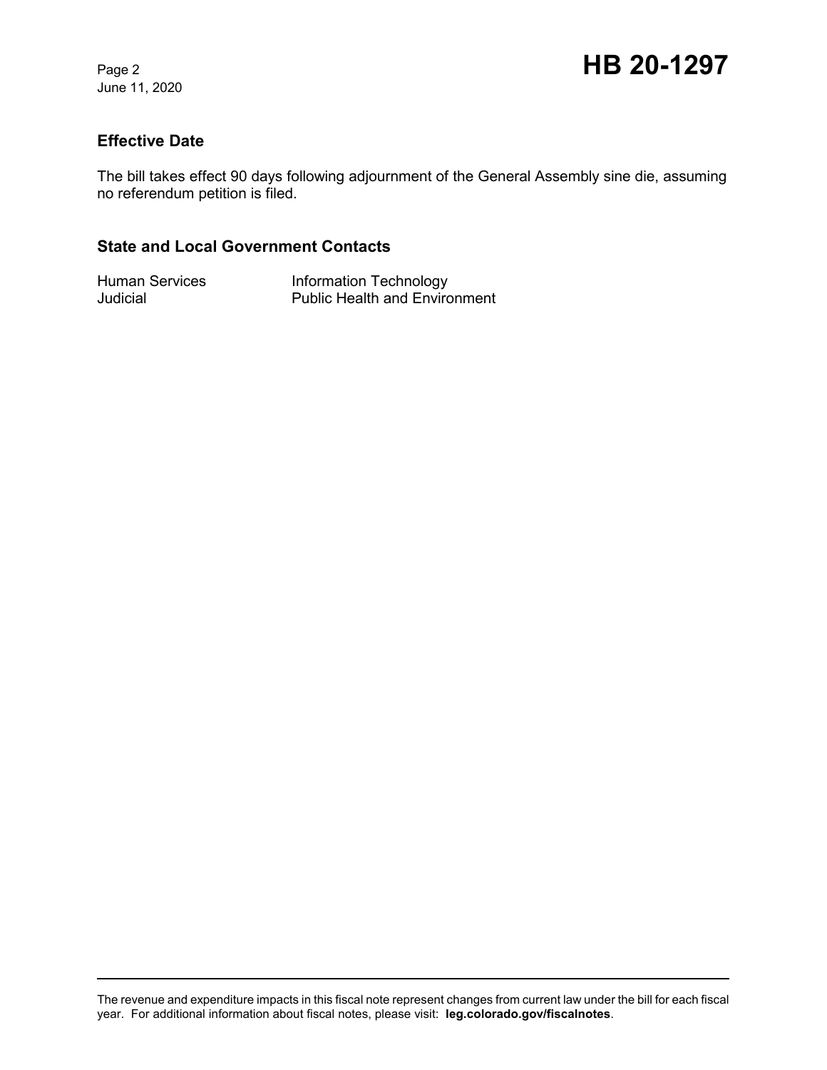## Effective Date

The bill takes effect 90 days following adjournment of the General Assembly sine die, assuming no referendum petition is filed.

## State and Local Government Contacts

| | |
|---|---|
| Human Services | Information Technology |
| Judicial | Public Health and Environment |

The revenue and expenditure impacts in this fiscal note represent changes from current law under the bill for each fiscal year. For additional information about fiscal notes, please visit: **leg.colorado.gov/fiscalnotes**.